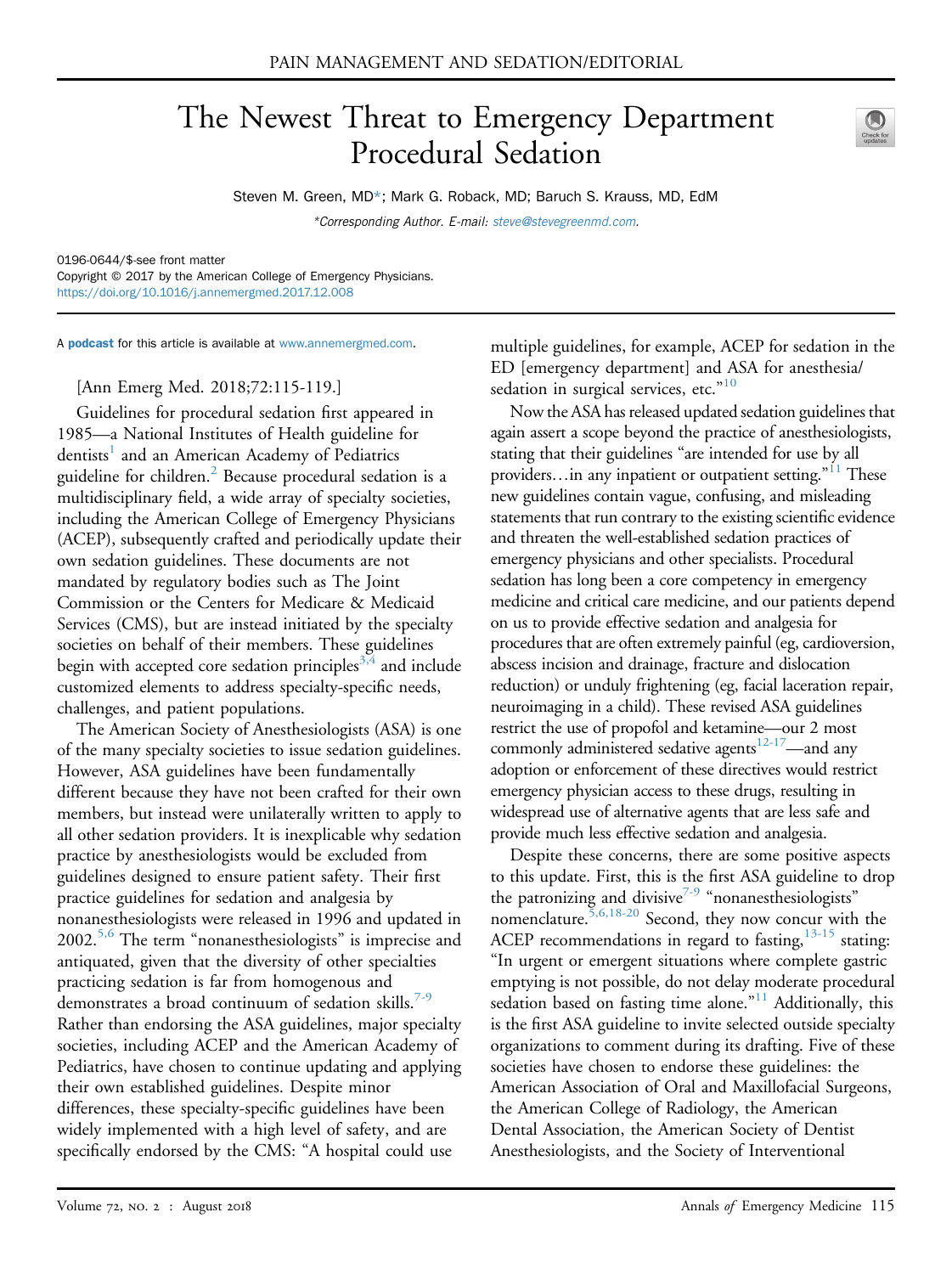PAIN MANAGEMENT AND SEDATION/EDITORIAL

# The Newest Threat to Emergency Department Procedural Sedation

Steven M. Green, MD*; Mark G. Roback, MD; Baruch S. Krauss, MD, EdM

*Corresponding Author. E-mail: steve@stevegreenmd.com.

0196-0644/$-see front matter
Copyright © 2017 by the American College of Emergency Physicians.
https://doi.org/10.1016/j.annemergmed.2017.12.008

A **podcast** for this article is available at www.annemergmed.com.

[Ann Emerg Med. 2018;72:115-119.]

Guidelines for procedural sedation first appeared in 1985—a National Institutes of Health guideline for dentists[1] and an American Academy of Pediatrics guideline for children.[2] Because procedural sedation is a multidisciplinary field, a wide array of specialty societies, including the American College of Emergency Physicians (ACEP), subsequently crafted and periodically update their own sedation guidelines. These documents are not mandated by regulatory bodies such as The Joint Commission or the Centers for Medicare & Medicaid Services (CMS), but are instead initiated by the specialty societies on behalf of their members. These guidelines begin with accepted core sedation principles[3,4] and include customized elements to address specialty-specific needs, challenges, and patient populations.

The American Society of Anesthesiologists (ASA) is one of the many specialty societies to issue sedation guidelines. However, ASA guidelines have been fundamentally different because they have not been crafted for their own members, but instead were unilaterally written to apply to all other sedation providers. It is inexplicable why sedation practice by anesthesiologists would be excluded from guidelines designed to ensure patient safety. Their first practice guidelines for sedation and analgesia by nonanesthesiologists were released in 1996 and updated in 2002.[5,6] The term "nonanesthesiologists" is imprecise and antiquated, given that the diversity of other specialties practicing sedation is far from homogenous and demonstrates a broad continuum of sedation skills.[7-9] Rather than endorsing the ASA guidelines, major specialty societies, including ACEP and the American Academy of Pediatrics, have chosen to continue updating and applying their own established guidelines. Despite minor differences, these specialty-specific guidelines have been widely implemented with a high level of safety, and are specifically endorsed by the CMS: "A hospital could use multiple guidelines, for example, ACEP for sedation in the ED [emergency department] and ASA for anesthesia/sedation in surgical services, etc."[10]

Now the ASA has released updated sedation guidelines that again assert a scope beyond the practice of anesthesiologists, stating that their guidelines "are intended for use by all providers…in any inpatient or outpatient setting."[11] These new guidelines contain vague, confusing, and misleading statements that run contrary to the existing scientific evidence and threaten the well-established sedation practices of emergency physicians and other specialists. Procedural sedation has long been a core competency in emergency medicine and critical care medicine, and our patients depend on us to provide effective sedation and analgesia for procedures that are often extremely painful (eg, cardioversion, abscess incision and drainage, fracture and dislocation reduction) or unduly frightening (eg, facial laceration repair, neuroimaging in a child). These revised ASA guidelines restrict the use of propofol and ketamine—our 2 most commonly administered sedative agents[12-17]—and any adoption or enforcement of these directives would restrict emergency physician access to these drugs, resulting in widespread use of alternative agents that are less safe and provide much less effective sedation and analgesia.

Despite these concerns, there are some positive aspects to this update. First, this is the first ASA guideline to drop the patronizing and divisive[7-9] "nonanesthesiologists" nomenclature.[5,6,18-20] Second, they now concur with the ACEP recommendations in regard to fasting,[13-15] stating: "In urgent or emergent situations where complete gastric emptying is not possible, do not delay moderate procedural sedation based on fasting time alone."[11] Additionally, this is the first ASA guideline to invite selected outside specialty organizations to comment during its drafting. Five of these societies have chosen to endorse these guidelines: the American Association of Oral and Maxillofacial Surgeons, the American College of Radiology, the American Dental Association, the American Society of Dentist Anesthesiologists, and the Society of Interventional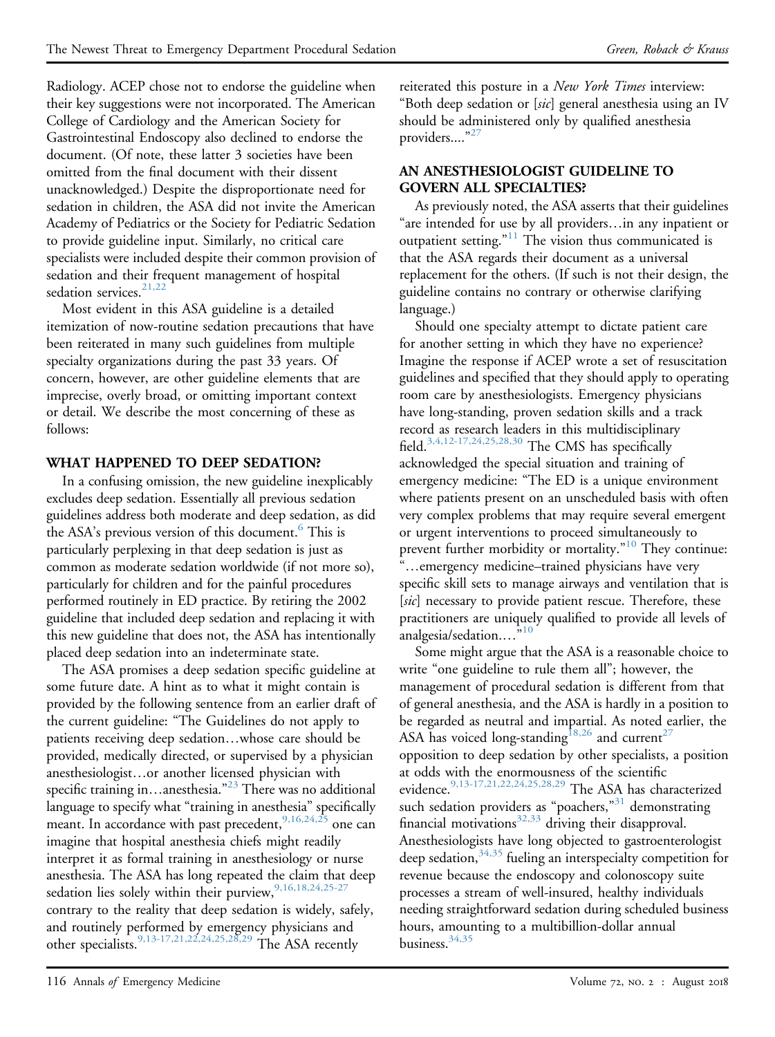Radiology. ACEP chose not to endorse the guideline when their key suggestions were not incorporated. The American College of Cardiology and the American Society for Gastrointestinal Endoscopy also declined to endorse the document. (Of note, these latter 3 societies have been omitted from the final document with their dissent unacknowledged.) Despite the disproportionate need for sedation in children, the ASA did not invite the American Academy of Pediatrics or the Society for Pediatric Sedation to provide guideline input. Similarly, no critical care specialists were included despite their common provision of sedation and their frequent management of hospital sedation services.[21,22]

Most evident in this ASA guideline is a detailed itemization of now-routine sedation precautions that have been reiterated in many such guidelines from multiple specialty organizations during the past 33 years. Of concern, however, are other guideline elements that are imprecise, overly broad, or omitting important context or detail. We describe the most concerning of these as follows:

## WHAT HAPPENED TO DEEP SEDATION?

In a confusing omission, the new guideline inexplicably excludes deep sedation. Essentially all previous sedation guidelines address both moderate and deep sedation, as did the ASA's previous version of this document.[6] This is particularly perplexing in that deep sedation is just as common as moderate sedation worldwide (if not more so), particularly for children and for the painful procedures performed routinely in ED practice. By retiring the 2002 guideline that included deep sedation and replacing it with this new guideline that does not, the ASA has intentionally placed deep sedation into an indeterminate state.

The ASA promises a deep sedation specific guideline at some future date. A hint as to what it might contain is provided by the following sentence from an earlier draft of the current guideline: "The Guidelines do not apply to patients receiving deep sedation…whose care should be provided, medically directed, or supervised by a physician anesthesiologist…or another licensed physician with specific training in…anesthesia."[23] There was no additional language to specify what "training in anesthesia" specifically meant. In accordance with past precedent,[9,16,24,25] one can imagine that hospital anesthesia chiefs might readily interpret it as formal training in anesthesiology or nurse anesthesia. The ASA has long repeated the claim that deep sedation lies solely within their purview,[9,16,18,24,25-27] contrary to the reality that deep sedation is widely, safely, and routinely performed by emergency physicians and other specialists.[9,13-17,21,22,24,25,28,29] The ASA recently reiterated this posture in a *New York Times* interview: "Both deep sedation or [*sic*] general anesthesia using an IV should be administered only by qualified anesthesia providers...."[27]

## AN ANESTHESIOLOGIST GUIDELINE TO GOVERN ALL SPECIALTIES?

As previously noted, the ASA asserts that their guidelines "are intended for use by all providers…in any inpatient or outpatient setting."[11] The vision thus communicated is that the ASA regards their document as a universal replacement for the others. (If such is not their design, the guideline contains no contrary or otherwise clarifying language.)

Should one specialty attempt to dictate patient care for another setting in which they have no experience? Imagine the response if ACEP wrote a set of resuscitation guidelines and specified that they should apply to operating room care by anesthesiologists. Emergency physicians have long-standing, proven sedation skills and a track record as research leaders in this multidisciplinary field.[3,4,12-17,24,25,28,30] The CMS has specifically acknowledged the special situation and training of emergency medicine: "The ED is a unique environment where patients present on an unscheduled basis with often very complex problems that may require several emergent or urgent interventions to proceed simultaneously to prevent further morbidity or mortality."[10] They continue: "…emergency medicine–trained physicians have very specific skill sets to manage airways and ventilation that is [*sic*] necessary to provide patient rescue. Therefore, these practitioners are uniquely qualified to provide all levels of analgesia/sedation.…"[10]

Some might argue that the ASA is a reasonable choice to write "one guideline to rule them all"; however, the management of procedural sedation is different from that of general anesthesia, and the ASA is hardly in a position to be regarded as neutral and impartial. As noted earlier, the ASA has voiced long-standing[18,26] and current[27] opposition to deep sedation by other specialists, a position at odds with the enormousness of the scientific evidence.[9,13-17,21,22,24,25,28,29] The ASA has characterized such sedation providers as "poachers,"[31] demonstrating financial motivations[32,33] driving their disapproval. Anesthesiologists have long objected to gastroenterologist deep sedation,[34,35] fueling an interspecialty competition for revenue because the endoscopy and colonoscopy suite processes a stream of well-insured, healthy individuals needing straightforward sedation during scheduled business hours, amounting to a multibillion-dollar annual business.[34,35]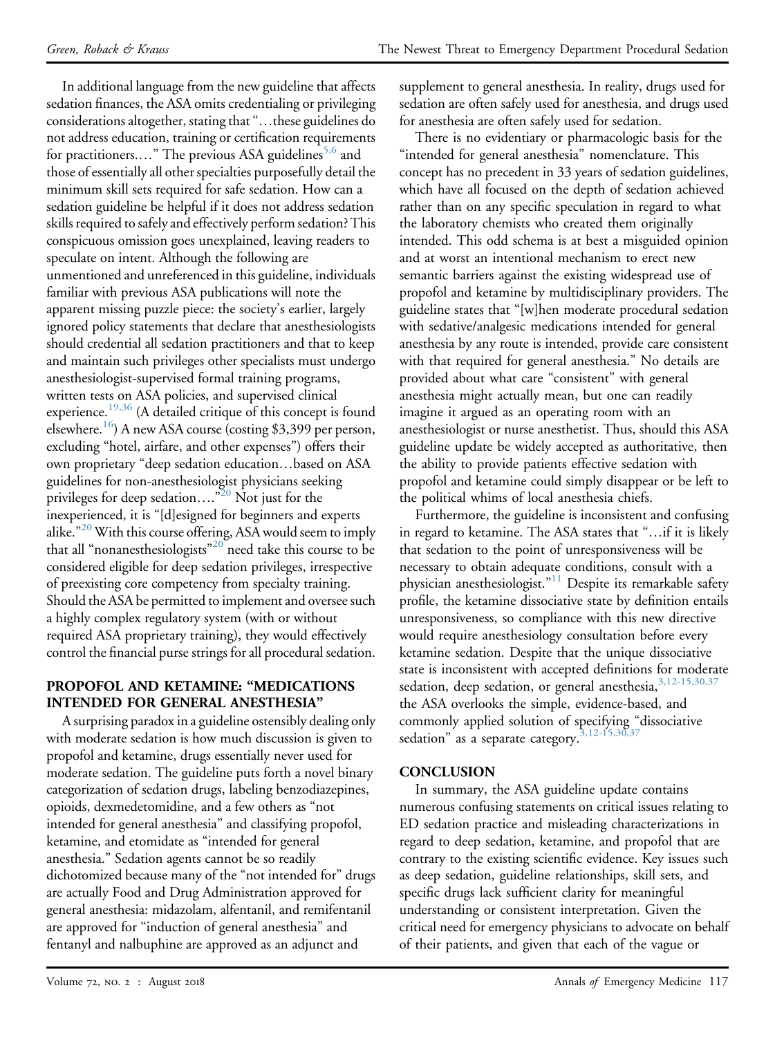In additional language from the new guideline that affects sedation finances, the ASA omits credentialing or privileging considerations altogether, stating that "…these guidelines do not address education, training or certification requirements for practitioners.…" The previous ASA guidelines[5,6] and those of essentially all other specialties purposefully detail the minimum skill sets required for safe sedation. How can a sedation guideline be helpful if it does not address sedation skills required to safely and effectively perform sedation? This conspicuous omission goes unexplained, leaving readers to speculate on intent. Although the following are unmentioned and unreferenced in this guideline, individuals familiar with previous ASA publications will note the apparent missing puzzle piece: the society's earlier, largely ignored policy statements that declare that anesthesiologists should credential all sedation practitioners and that to keep and maintain such privileges other specialists must undergo anesthesiologist-supervised formal training programs, written tests on ASA policies, and supervised clinical experience.[19,36] (A detailed critique of this concept is found elsewhere.[16]) A new ASA course (costing $3,399 per person, excluding "hotel, airfare, and other expenses") offers their own proprietary "deep sedation education…based on ASA guidelines for non-anesthesiologist physicians seeking privileges for deep sedation…."[20] Not just for the inexperienced, it is "[d]esigned for beginners and experts alike."[20] With this course offering, ASA would seem to imply that all "nonanesthesiologists"[20] need take this course to be considered eligible for deep sedation privileges, irrespective of preexisting core competency from specialty training. Should the ASA be permitted to implement and oversee such a highly complex regulatory system (with or without required ASA proprietary training), they would effectively control the financial purse strings for all procedural sedation.

## PROPOFOL AND KETAMINE: "MEDICATIONS INTENDED FOR GENERAL ANESTHESIA"

A surprising paradox in a guideline ostensibly dealing only with moderate sedation is how much discussion is given to propofol and ketamine, drugs essentially never used for moderate sedation. The guideline puts forth a novel binary categorization of sedation drugs, labeling benzodiazepines, opioids, dexmedetomidine, and a few others as "not intended for general anesthesia" and classifying propofol, ketamine, and etomidate as "intended for general anesthesia." Sedation agents cannot be so readily dichotomized because many of the "not intended for" drugs are actually Food and Drug Administration approved for general anesthesia: midazolam, alfentanil, and remifentanil are approved for "induction of general anesthesia" and fentanyl and nalbuphine are approved as an adjunct and supplement to general anesthesia. In reality, drugs used for sedation are often safely used for anesthesia, and drugs used for anesthesia are often safely used for sedation.

There is no evidentiary or pharmacologic basis for the "intended for general anesthesia" nomenclature. This concept has no precedent in 33 years of sedation guidelines, which have all focused on the depth of sedation achieved rather than on any specific speculation in regard to what the laboratory chemists who created them originally intended. This odd schema is at best a misguided opinion and at worst an intentional mechanism to erect new semantic barriers against the existing widespread use of propofol and ketamine by multidisciplinary providers. The guideline states that "[w]hen moderate procedural sedation with sedative/analgesic medications intended for general anesthesia by any route is intended, provide care consistent with that required for general anesthesia." No details are provided about what care "consistent" with general anesthesia might actually mean, but one can readily imagine it argued as an operating room with an anesthesiologist or nurse anesthetist. Thus, should this ASA guideline update be widely accepted as authoritative, then the ability to provide patients effective sedation with propofol and ketamine could simply disappear or be left to the political whims of local anesthesia chiefs.

Furthermore, the guideline is inconsistent and confusing in regard to ketamine. The ASA states that "…if it is likely that sedation to the point of unresponsiveness will be necessary to obtain adequate conditions, consult with a physician anesthesiologist."[11] Despite its remarkable safety profile, the ketamine dissociative state by definition entails unresponsiveness, so compliance with this new directive would require anesthesiology consultation before every ketamine sedation. Despite that the unique dissociative state is inconsistent with accepted definitions for moderate sedation, deep sedation, or general anesthesia,[3,12-15,30,37] the ASA overlooks the simple, evidence-based, and commonly applied solution of specifying "dissociative sedation" as a separate category.[3,12-15,30,37]

## CONCLUSION

In summary, the ASA guideline update contains numerous confusing statements on critical issues relating to ED sedation practice and misleading characterizations in regard to deep sedation, ketamine, and propofol that are contrary to the existing scientific evidence. Key issues such as deep sedation, guideline relationships, skill sets, and specific drugs lack sufficient clarity for meaningful understanding or consistent interpretation. Given the critical need for emergency physicians to advocate on behalf of their patients, and given that each of the vague or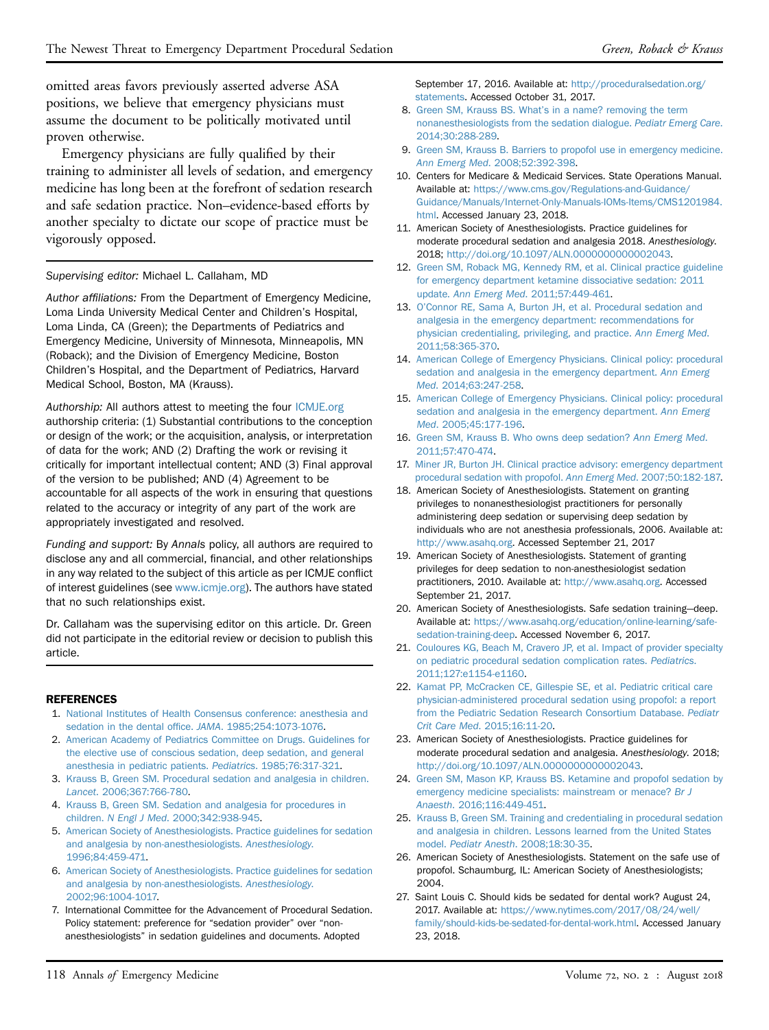omitted areas favors previously asserted adverse ASA positions, we believe that emergency physicians must assume the document to be politically motivated until proven otherwise.

Emergency physicians are fully qualified by their training to administer all levels of sedation, and emergency medicine has long been at the forefront of sedation research and safe sedation practice. Non–evidence-based efforts by another specialty to dictate our scope of practice must be vigorously opposed.

*Supervising editor:* Michael L. Callaham, MD

*Author affiliations:* From the Department of Emergency Medicine, Loma Linda University Medical Center and Children's Hospital, Loma Linda, CA (Green); the Departments of Pediatrics and Emergency Medicine, University of Minnesota, Minneapolis, MN (Roback); and the Division of Emergency Medicine, Boston Children's Hospital, and the Department of Pediatrics, Harvard Medical School, Boston, MA (Krauss).

*Authorship:* All authors attest to meeting the four ICMJE.org authorship criteria: (1) Substantial contributions to the conception or design of the work; or the acquisition, analysis, or interpretation of data for the work; AND (2) Drafting the work or revising it critically for important intellectual content; AND (3) Final approval of the version to be published; AND (4) Agreement to be accountable for all aspects of the work in ensuring that questions related to the accuracy or integrity of any part of the work are appropriately investigated and resolved.

*Funding and support:* By *Annals* policy, all authors are required to disclose any and all commercial, financial, and other relationships in any way related to the subject of this article as per ICMJE conflict of interest guidelines (see www.icmje.org). The authors have stated that no such relationships exist.

Dr. Callaham was the supervising editor on this article. Dr. Green did not participate in the editorial review or decision to publish this article.

## REFERENCES

1. National Institutes of Health Consensus conference: anesthesia and sedation in the dental office. *JAMA*. 1985;254:1073-1076.
2. American Academy of Pediatrics Committee on Drugs. Guidelines for the elective use of conscious sedation, deep sedation, and general anesthesia in pediatric patients. *Pediatrics*. 1985;76:317-321.
3. Krauss B, Green SM. Procedural sedation and analgesia in children. *Lancet*. 2006;367:766-780.
4. Krauss B, Green SM. Sedation and analgesia for procedures in children. *N Engl J Med*. 2000;342:938-945.
5. American Society of Anesthesiologists. Practice guidelines for sedation and analgesia by non-anesthesiologists. *Anesthesiology*. 1996;84:459-471.
6. American Society of Anesthesiologists. Practice guidelines for sedation and analgesia by non-anesthesiologists. *Anesthesiology*. 2002;96:1004-1017.
7. International Committee for the Advancement of Procedural Sedation. Policy statement: preference for "sedation provider" over "non-anesthesiologists" in sedation guidelines and documents. Adopted September 17, 2016. Available at: http://proceduralsedation.org/statements. Accessed October 31, 2017.
8. Green SM, Krauss BS. What's in a name? removing the term nonanesthesiologists from the sedation dialogue. *Pediatr Emerg Care*. 2014;30:288-289.
9. Green SM, Krauss B. Barriers to propofol use in emergency medicine. *Ann Emerg Med*. 2008;52:392-398.
10. Centers for Medicare & Medicaid Services. State Operations Manual. Available at: https://www.cms.gov/Regulations-and-Guidance/Guidance/Manuals/Internet-Only-Manuals-IOMs-Items/CMS1201984.html. Accessed January 23, 2018.
11. American Society of Anesthesiologists. Practice guidelines for moderate procedural sedation and analgesia 2018. *Anesthesiology*. 2018; http://doi.org/10.1097/ALN.0000000000002043.
12. Green SM, Roback MG, Kennedy RM, et al. Clinical practice guideline for emergency department ketamine dissociative sedation: 2011 update. *Ann Emerg Med*. 2011;57:449-461.
13. O'Connor RE, Sama A, Burton JH, et al. Procedural sedation and analgesia in the emergency department: recommendations for physician credentialing, privileging, and practice. *Ann Emerg Med*. 2011;58:365-370.
14. American College of Emergency Physicians. Clinical policy: procedural sedation and analgesia in the emergency department. *Ann Emerg Med*. 2014;63:247-258.
15. American College of Emergency Physicians. Clinical policy: procedural sedation and analgesia in the emergency department. *Ann Emerg Med*. 2005;45:177-196.
16. Green SM, Krauss B. Who owns deep sedation? *Ann Emerg Med*. 2011;57:470-474.
17. Miner JR, Burton JH. Clinical practice advisory: emergency department procedural sedation with propofol. *Ann Emerg Med*. 2007;50:182-187.
18. American Society of Anesthesiologists. Statement on granting privileges to nonanesthesiologist practitioners for personally administering deep sedation or supervising deep sedation by individuals who are not anesthesia professionals, 2006. Available at: http://www.asahq.org. Accessed September 21, 2017
19. American Society of Anesthesiologists. Statement of granting privileges for deep sedation to non-anesthesiologist sedation practitioners, 2010. Available at: http://www.asahq.org. Accessed September 21, 2017.
20. American Society of Anesthesiologists. Safe sedation training—deep. Available at: https://www.asahq.org/education/online-learning/safe-sedation-training-deep. Accessed November 6, 2017.
21. Couloures KG, Beach M, Cravero JP, et al. Impact of provider specialty on pediatric procedural sedation complication rates. *Pediatrics*. 2011;127:e1154-e1160.
22. Kamat PP, McCracken CE, Gillespie SE, et al. Pediatric critical care physician-administered procedural sedation using propofol: a report from the Pediatric Sedation Research Consortium Database. *Pediatr Crit Care Med*. 2015;16:11-20.
23. American Society of Anesthesiologists. Practice guidelines for moderate procedural sedation and analgesia. *Anesthesiology*. 2018; http://doi.org/10.1097/ALN.0000000000002043.
24. Green SM, Mason KP, Krauss BS. Ketamine and propofol sedation by emergency medicine specialists: mainstream or menace? *Br J Anaesth*. 2016;116:449-451.
25. Krauss B, Green SM. Training and credentialing in procedural sedation and analgesia in children. Lessons learned from the United States model. *Pediatr Anesth*. 2008;18:30-35.
26. American Society of Anesthesiologists. Statement on the safe use of propofol. Schaumburg, IL: American Society of Anesthesiologists; 2004.
27. Saint Louis C. Should kids be sedated for dental work? August 24, 2017. Available at: https://www.nytimes.com/2017/08/24/well/family/should-kids-be-sedated-for-dental-work.html. Accessed January 23, 2018.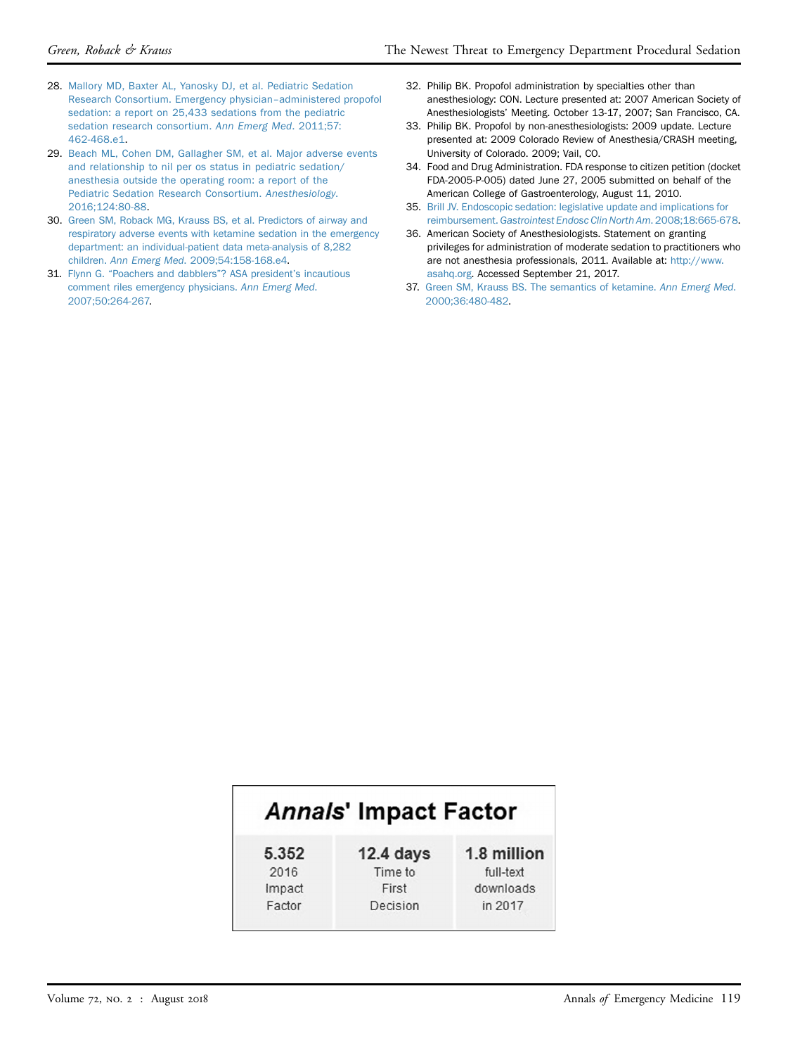28. Mallory MD, Baxter AL, Yanosky DJ, et al. Pediatric Sedation Research Consortium. Emergency physician–administered propofol sedation: a report on 25,433 sedations from the pediatric sedation research consortium. *Ann Emerg Med*. 2011;57:462-468.e1.
29. Beach ML, Cohen DM, Gallagher SM, et al. Major adverse events and relationship to nil per os status in pediatric sedation/anesthesia outside the operating room: a report of the Pediatric Sedation Research Consortium. *Anesthesiology*. 2016;124:80-88.
30. Green SM, Roback MG, Krauss BS, et al. Predictors of airway and respiratory adverse events with ketamine sedation in the emergency department: an individual-patient data meta-analysis of 8,282 children. *Ann Emerg Med*. 2009;54:158-168.e4.
31. Flynn G. "Poachers and dabblers"? ASA president's incautious comment riles emergency physicians. *Ann Emerg Med*. 2007;50:264-267.
32. Philip BK. Propofol administration by specialties other than anesthesiology: CON. Lecture presented at: 2007 American Society of Anesthesiologists' Meeting. October 13-17, 2007; San Francisco, CA.
33. Philip BK. Propofol by non-anesthesiologists: 2009 update. Lecture presented at: 2009 Colorado Review of Anesthesia/CRASH meeting, University of Colorado. 2009; Vail, CO.
34. Food and Drug Administration. FDA response to citizen petition (docket FDA-2005-P-005) dated June 27, 2005 submitted on behalf of the American College of Gastroenterology, August 11, 2010.
35. Brill JV. Endoscopic sedation: legislative update and implications for reimbursement. *Gastrointest Endosc Clin North Am*. 2008;18:665-678.
36. American Society of Anesthesiologists. Statement on granting privileges for administration of moderate sedation to practitioners who are not anesthesia professionals, 2011. Available at: http://www.asahq.org. Accessed September 21, 2017.
37. Green SM, Krauss BS. The semantics of ketamine. *Ann Emerg Med*. 2000;36:480-482.

## *Annals*' Impact Factor

| | | |
|---|---|---|
| **5.352** 2016 Impact Factor | **12.4 days** Time to First Decision | **1.8 million** full-text downloads in 2017 |